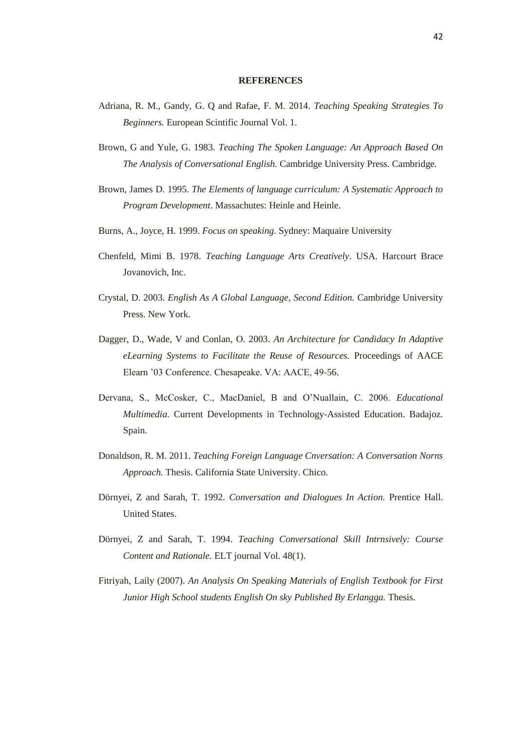**REFERENCES**

Adriana, R. M., Gandy, G. Q and Rafae, F. M. 2014. *Teaching Speaking Strategies To Beginners.* European Scintific Journal Vol. 1.

Brown, G and Yule, G. 1983. *Teaching The Spoken Language: An Approach Based On The Analysis of Conversational English.* Cambridge University Press. Cambridge.

Brown, James D. 1995. *The Elements of language curriculum: A Systematic Approach to Program Development*. Massachutes: Heinle and Heinle.

Burns, A., Joyce, H. 1999. *Focus on speaking*. Sydney: Maquaire University

Chenfeld, Mimi B. 1978. *Teaching Language Arts Creatively*. USA. Harcourt Brace Jovanovich, Inc.

Crystal, D. 2003. *English As A Global Language, Second Edition.* Cambridge University Press. New York.

Dagger, D., Wade, V and Conlan, O. 2003. *An Architecture for Candidacy In Adaptive eLearning Systems to Facilitate the Reuse of Resources.* Proceedings of AACE Elearn '03 Conference. Chesapeake. VA: AACE, 49-56.

Dervana, S., McCosker, C., MacDaniel, B and O'Nuallain, C. 2006. *Educational Multimedia*. Current Developments in Technology-Assisted Education. Badajoz. Spain.

Donaldson, R. M. 2011. *Teaching Foreign Language Cnversation: A Conversation Norns Approach.* Thesis. California State University. Chico.

Dörnyei, Z and Sarah, T. 1992. *Conversation and Dialogues In Action.* Prentice Hall. United States.

Dörnyei, Z and Sarah, T. 1994. *Teaching Conversational Skill Intrnsively: Course Content and Rationale.* ELT journal Vol. 48(1).

Fitriyah, Laily (2007). *An Analysis On Speaking Materials of English Textbook for First Junior High School students English On sky Published By Erlangga.* Thesis.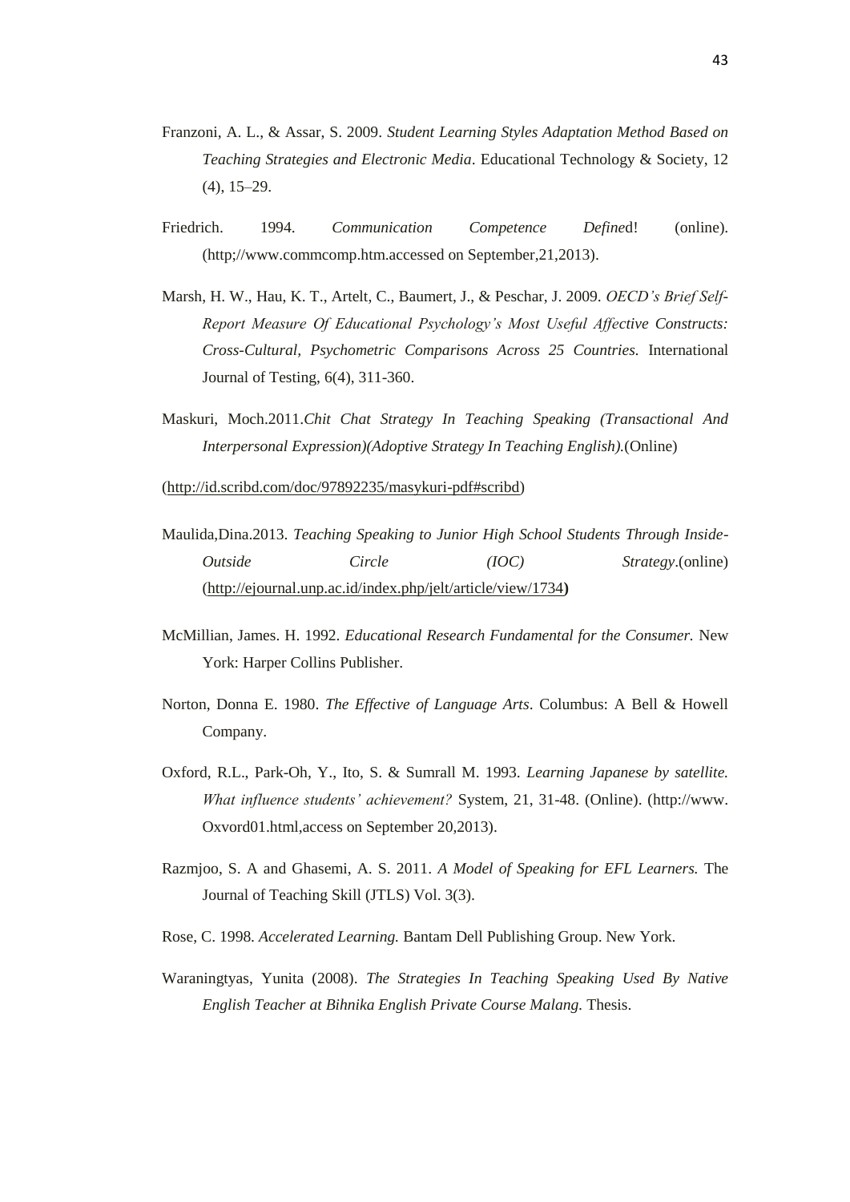Franzoni, A. L., & Assar, S. 2009. *Student Learning Styles Adaptation Method Based on Teaching Strategies and Electronic Media*. Educational Technology & Society, 12 (4), 15–29.

Friedrich. 1994. *Communication Competence Defined*! (online). (http;//www.commcomp.htm.accessed on September,21,2013).

Marsh, H. W., Hau, K. T., Artelt, C., Baumert, J., & Peschar, J. 2009. *OECD's Brief Self-Report Measure Of Educational Psychology's Most Useful Affective Constructs: Cross-Cultural, Psychometric Comparisons Across 25 Countries.* International Journal of Testing, 6(4), 311-360.

Maskuri, Moch.2011.*Chit Chat Strategy In Teaching Speaking (Transactional And Interpersonal Expression)(Adoptive Strategy In Teaching English).*(Online)

(http://id.scribd.com/doc/97892235/masykuri-pdf#scribd)

Maulida,Dina.2013. *Teaching Speaking to Junior High School Students Through Inside-Outside Circle (IOC) Strategy*.(online) (http://ejournal.unp.ac.id/index.php/jelt/article/view/1734**)**

McMillian, James. H. 1992. *Educational Research Fundamental for the Consumer.* New York: Harper Collins Publisher.

Norton, Donna E. 1980. *The Effective of Language Arts*. Columbus: A Bell & Howell Company.

Oxford, R.L., Park-Oh, Y., Ito, S. & Sumrall M. 1993. *Learning Japanese by satellite. What influence students' achievement?* System, 21, 31-48. (Online). (http://www. Oxvord01.html,access on September 20,2013).

Razmjoo, S. A and Ghasemi, A. S. 2011. *A Model of Speaking for EFL Learners.* The Journal of Teaching Skill (JTLS) Vol. 3(3).

Rose, C. 1998. *Accelerated Learning.* Bantam Dell Publishing Group. New York.

Waraningtyas, Yunita (2008). *The Strategies In Teaching Speaking Used By Native English Teacher at Bihnika English Private Course Malang.* Thesis.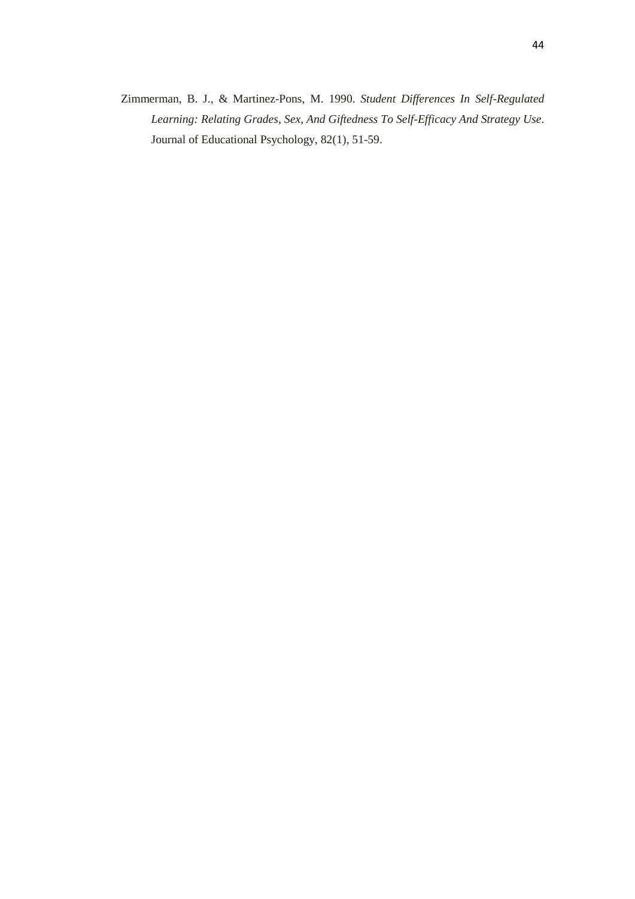Zimmerman, B. J., & Martinez-Pons, M. 1990. *Student Differences In Self-Regulated Learning: Relating Grades, Sex, And Giftedness To Self-Efficacy And Strategy Use*. Journal of Educational Psychology, 82(1), 51-59.